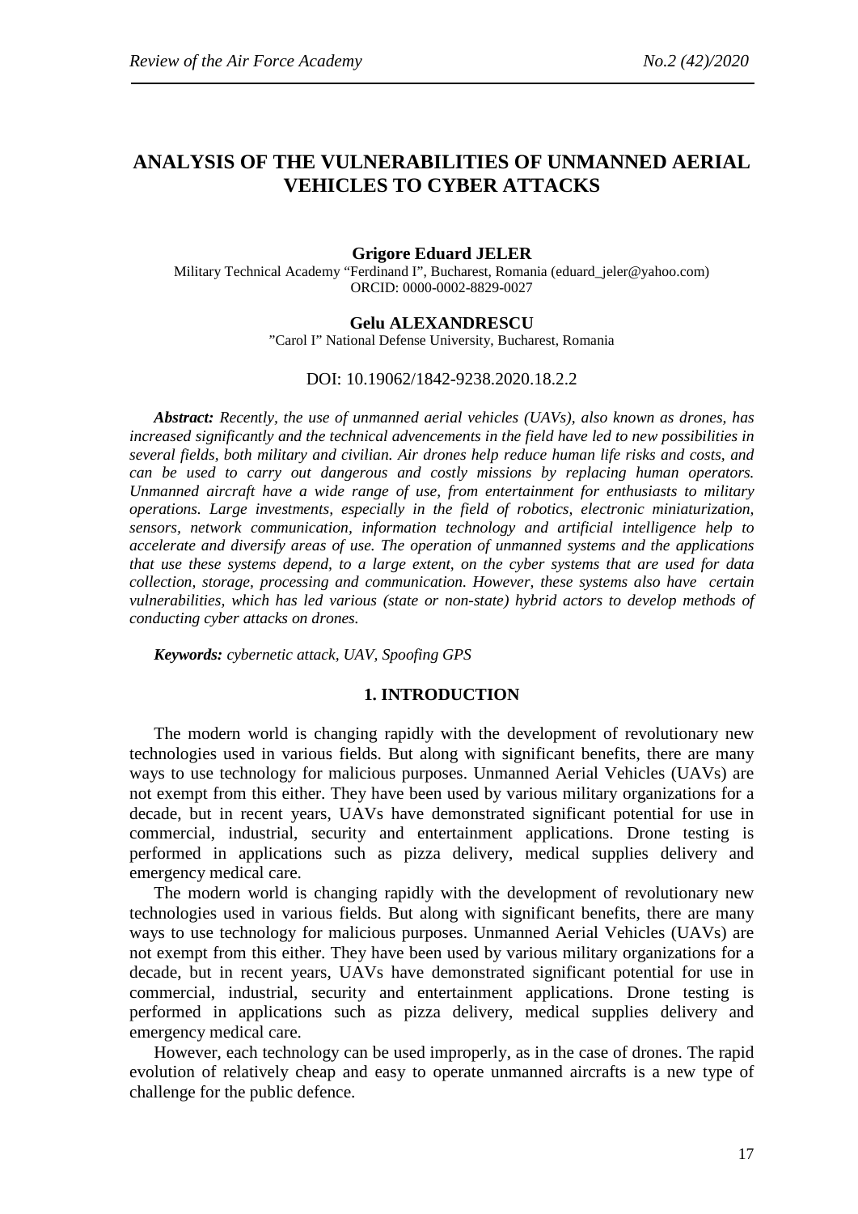# ANALYSIS OF THE VULNERABILITIES OF UNMANNED AERIAL VEHICLES TO CYBER ATTACKS

**Grigore Eduard JELER**
Military Technical Academy "Ferdinand I", Bucharest, Romania (eduard_jeler@yahoo.com)
ORCID: 0000-0002-8829-0027

**Gelu ALEXANDRESCU**
"Carol I" National Defense University, Bucharest, Romania

DOI: 10.19062/1842-9238.2020.18.2.2

***Abstract:*** *Recently, the use of unmanned aerial vehicles (UAVs), also known as drones, has increased significantly and the technical advencements in the field have led to new possibilities in several fields, both military and civilian. Air drones help reduce human life risks and costs, and can be used to carry out dangerous and costly missions by replacing human operators. Unmanned aircraft have a wide range of use, from entertainment for enthusiasts to military operations. Large investments, especially in the field of robotics, electronic miniaturization, sensors, network communication, information technology and artificial intelligence help to accelerate and diversify areas of use. The operation of unmanned systems and the applications that use these systems depend, to a large extent, on the cyber systems that are used for data collection, storage, processing and communication. However, these systems also have certain vulnerabilities, which has led various (state or non-state) hybrid actors to develop methods of conducting cyber attacks on drones.*

***Keywords:*** *cybernetic attack, UAV, Spoofing GPS*

## 1. INTRODUCTION

The modern world is changing rapidly with the development of revolutionary new technologies used in various fields. But along with significant benefits, there are many ways to use technology for malicious purposes. Unmanned Aerial Vehicles (UAVs) are not exempt from this either. They have been used by various military organizations for a decade, but in recent years, UAVs have demonstrated significant potential for use in commercial, industrial, security and entertainment applications. Drone testing is performed in applications such as pizza delivery, medical supplies delivery and emergency medical care.

The modern world is changing rapidly with the development of revolutionary new technologies used in various fields. But along with significant benefits, there are many ways to use technology for malicious purposes. Unmanned Aerial Vehicles (UAVs) are not exempt from this either. They have been used by various military organizations for a decade, but in recent years, UAVs have demonstrated significant potential for use in commercial, industrial, security and entertainment applications. Drone testing is performed in applications such as pizza delivery, medical supplies delivery and emergency medical care.

However, each technology can be used improperly, as in the case of drones. The rapid evolution of relatively cheap and easy to operate unmanned aircrafts is a new type of challenge for the public defence.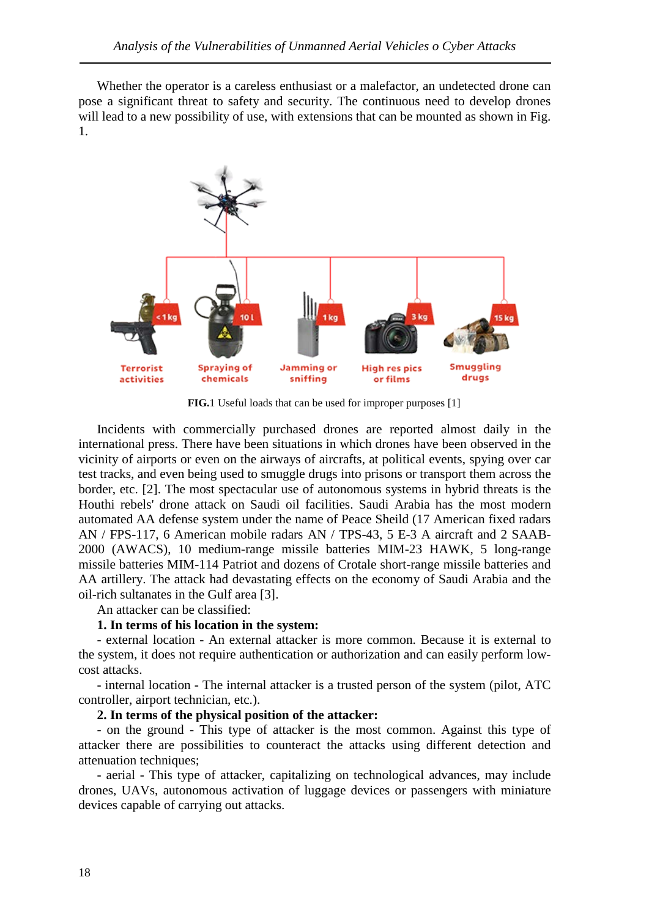Whether the operator is a careless enthusiast or a malefactor, an undetected drone can pose a significant threat to safety and security. The continuous need to develop drones will lead to a new possibility of use, with extensions that can be mounted as shown in Fig. 1.

**FIG.**1 Useful loads that can be used for improper purposes [1]

Incidents with commercially purchased drones are reported almost daily in the international press. There have been situations in which drones have been observed in the vicinity of airports or even on the airways of aircrafts, at political events, spying over car test tracks, and even being used to smuggle drugs into prisons or transport them across the border, etc. [2]. The most spectacular use of autonomous systems in hybrid threats is the Houthi rebels' drone attack on Saudi oil facilities. Saudi Arabia has the most modern automated AA defense system under the name of Peace Sheild (17 American fixed radars AN / FPS-117, 6 American mobile radars AN / TPS-43, 5 E-3 A aircraft and 2 SAAB-2000 (AWACS), 10 medium-range missile batteries MIM-23 HAWK, 5 long-range missile batteries MIM-114 Patriot and dozens of Crotale short-range missile batteries and AA artillery. The attack had devastating effects on the economy of Saudi Arabia and the oil-rich sultanates in the Gulf area [3].

An attacker can be classified:

**1. In terms of his location in the system:**

- external location - An external attacker is more common. Because it is external to the system, it does not require authentication or authorization and can easily perform low-cost attacks.

- internal location - The internal attacker is a trusted person of the system (pilot, ATC controller, airport technician, etc.).

**2. In terms of the physical position of the attacker:**

- on the ground - This type of attacker is the most common. Against this type of attacker there are possibilities to counteract the attacks using different detection and attenuation techniques;

- aerial - This type of attacker, capitalizing on technological advances, may include drones, UAVs, autonomous activation of luggage devices or passengers with miniature devices capable of carrying out attacks.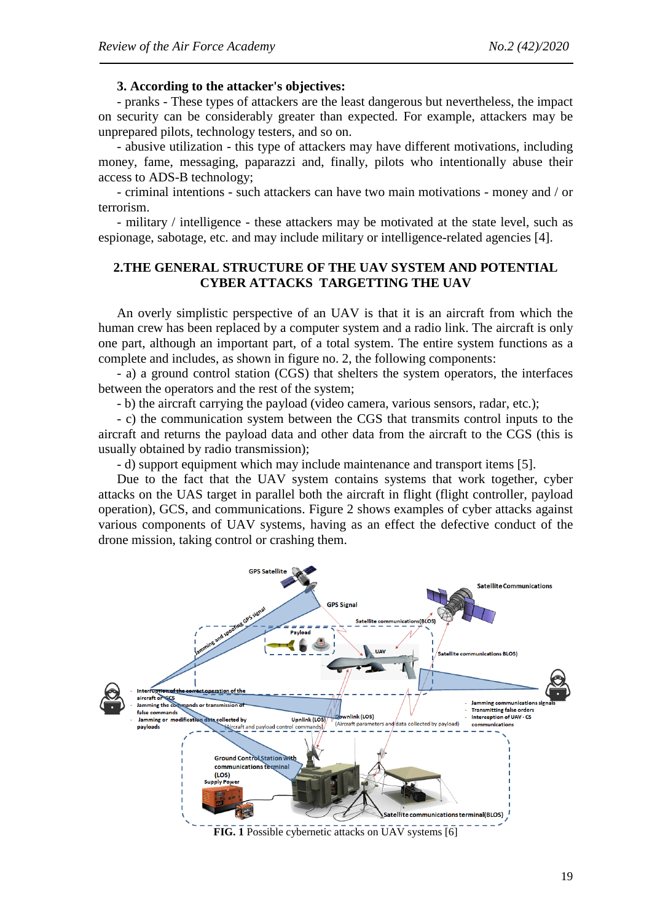**3. According to the attacker's objectives:**

- pranks - These types of attackers are the least dangerous but nevertheless, the impact on security can be considerably greater than expected. For example, attackers may be unprepared pilots, technology testers, and so on.

- abusive utilization - this type of attackers may have different motivations, including money, fame, messaging, paparazzi and, finally, pilots who intentionally abuse their access to ADS-B technology;

- criminal intentions - such attackers can have two main motivations - money and / or terrorism.

- military / intelligence - these attackers may be motivated at the state level, such as espionage, sabotage, etc. and may include military or intelligence-related agencies [4].

## 2.THE GENERAL STRUCTURE OF THE UAV SYSTEM AND POTENTIAL CYBER ATTACKS TARGETTING THE UAV

An overly simplistic perspective of an UAV is that it is an aircraft from which the human crew has been replaced by a computer system and a radio link. The aircraft is only one part, although an important part, of a total system. The entire system functions as a complete and includes, as shown in figure no. 2, the following components:

- a) a ground control station (CGS) that shelters the system operators, the interfaces between the operators and the rest of the system;

- b) the aircraft carrying the payload (video camera, various sensors, radar, etc.);

- c) the communication system between the CGS that transmits control inputs to the aircraft and returns the payload data and other data from the aircraft to the CGS (this is usually obtained by radio transmission);

- d) support equipment which may include maintenance and transport items [5].

Due to the fact that the UAV system contains systems that work together, cyber attacks on the UAS target in parallel both the aircraft in flight (flight controller, payload operation), GCS, and communications. Figure 2 shows examples of cyber attacks against various components of UAV systems, having as an effect the defective conduct of the drone mission, taking control or crashing them.

**FIG. 1** Possible cybernetic attacks on UAV systems [6]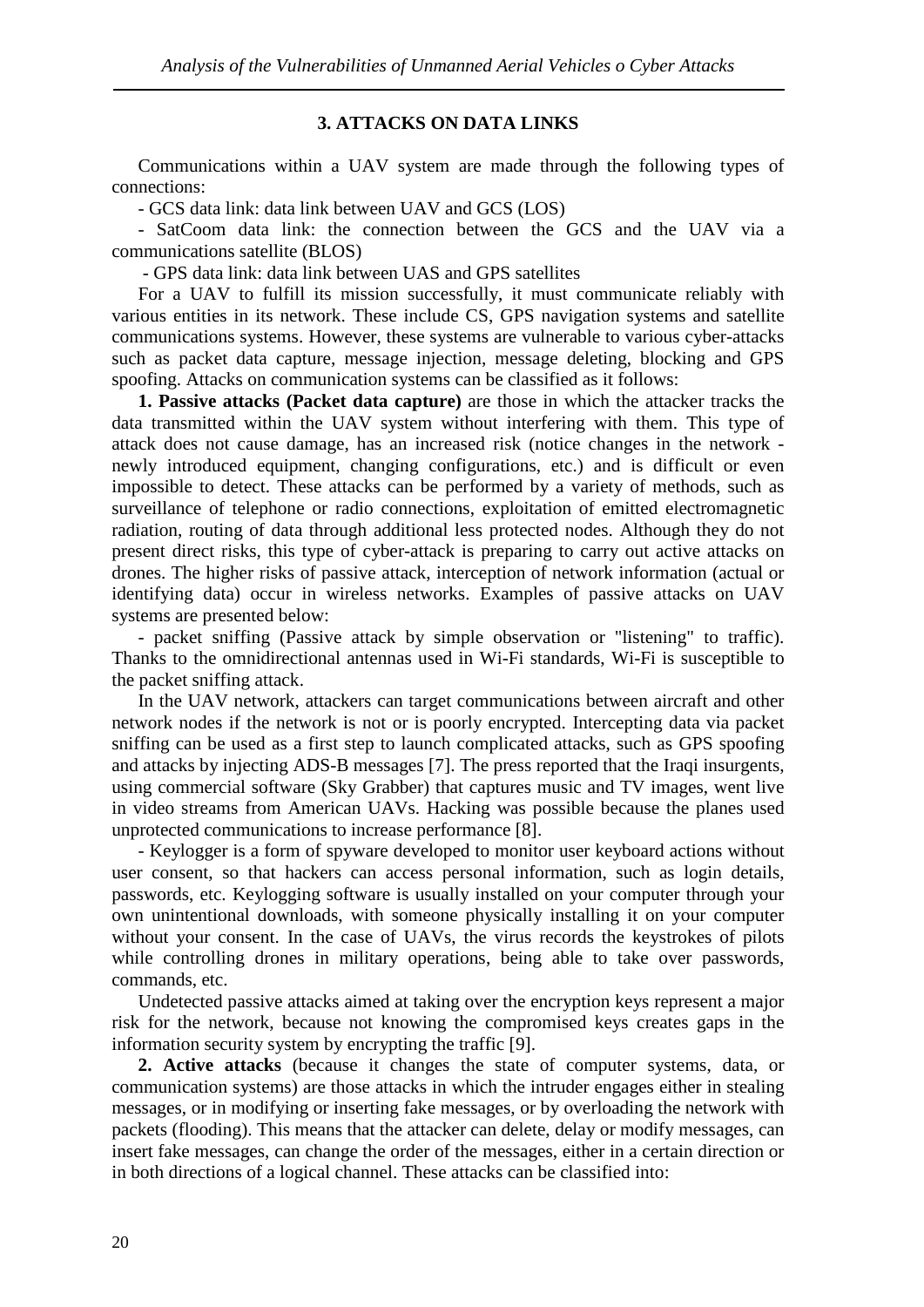## 3. ATTACKS ON DATA LINKS

Communications within a UAV system are made through the following types of connections:

- GCS data link: data link between UAV and GCS (LOS)
- SatCoom data link: the connection between the GCS and the UAV via a communications satellite (BLOS)
- GPS data link: data link between UAS and GPS satellites

For a UAV to fulfill its mission successfully, it must communicate reliably with various entities in its network. These include CS, GPS navigation systems and satellite communications systems. However, these systems are vulnerable to various cyber-attacks such as packet data capture, message injection, message deleting, blocking and GPS spoofing. Attacks on communication systems can be classified as it follows:

**1. Passive attacks (Packet data capture)** are those in which the attacker tracks the data transmitted within the UAV system without interfering with them. This type of attack does not cause damage, has an increased risk (notice changes in the network - newly introduced equipment, changing configurations, etc.) and is difficult or even impossible to detect. These attacks can be performed by a variety of methods, such as surveillance of telephone or radio connections, exploitation of emitted electromagnetic radiation, routing of data through additional less protected nodes. Although they do not present direct risks, this type of cyber-attack is preparing to carry out active attacks on drones. The higher risks of passive attack, interception of network information (actual or identifying data) occur in wireless networks. Examples of passive attacks on UAV systems are presented below:

- packet sniffing (Passive attack by simple observation or "listening" to traffic). Thanks to the omnidirectional antennas used in Wi-Fi standards, Wi-Fi is susceptible to the packet sniffing attack.

In the UAV network, attackers can target communications between aircraft and other network nodes if the network is not or is poorly encrypted. Intercepting data via packet sniffing can be used as a first step to launch complicated attacks, such as GPS spoofing and attacks by injecting ADS-B messages [7]. The press reported that the Iraqi insurgents, using commercial software (Sky Grabber) that captures music and TV images, went live in video streams from American UAVs. Hacking was possible because the planes used unprotected communications to increase performance [8].

- Keylogger is a form of spyware developed to monitor user keyboard actions without user consent, so that hackers can access personal information, such as login details, passwords, etc. Keylogging software is usually installed on your computer through your own unintentional downloads, with someone physically installing it on your computer without your consent. In the case of UAVs, the virus records the keystrokes of pilots while controlling drones in military operations, being able to take over passwords, commands, etc.

Undetected passive attacks aimed at taking over the encryption keys represent a major risk for the network, because not knowing the compromised keys creates gaps in the information security system by encrypting the traffic [9].

**2. Active attacks** (because it changes the state of computer systems, data, or communication systems) are those attacks in which the intruder engages either in stealing messages, or in modifying or inserting fake messages, or by overloading the network with packets (flooding). This means that the attacker can delete, delay or modify messages, can insert fake messages, can change the order of the messages, either in a certain direction or in both directions of a logical channel. These attacks can be classified into: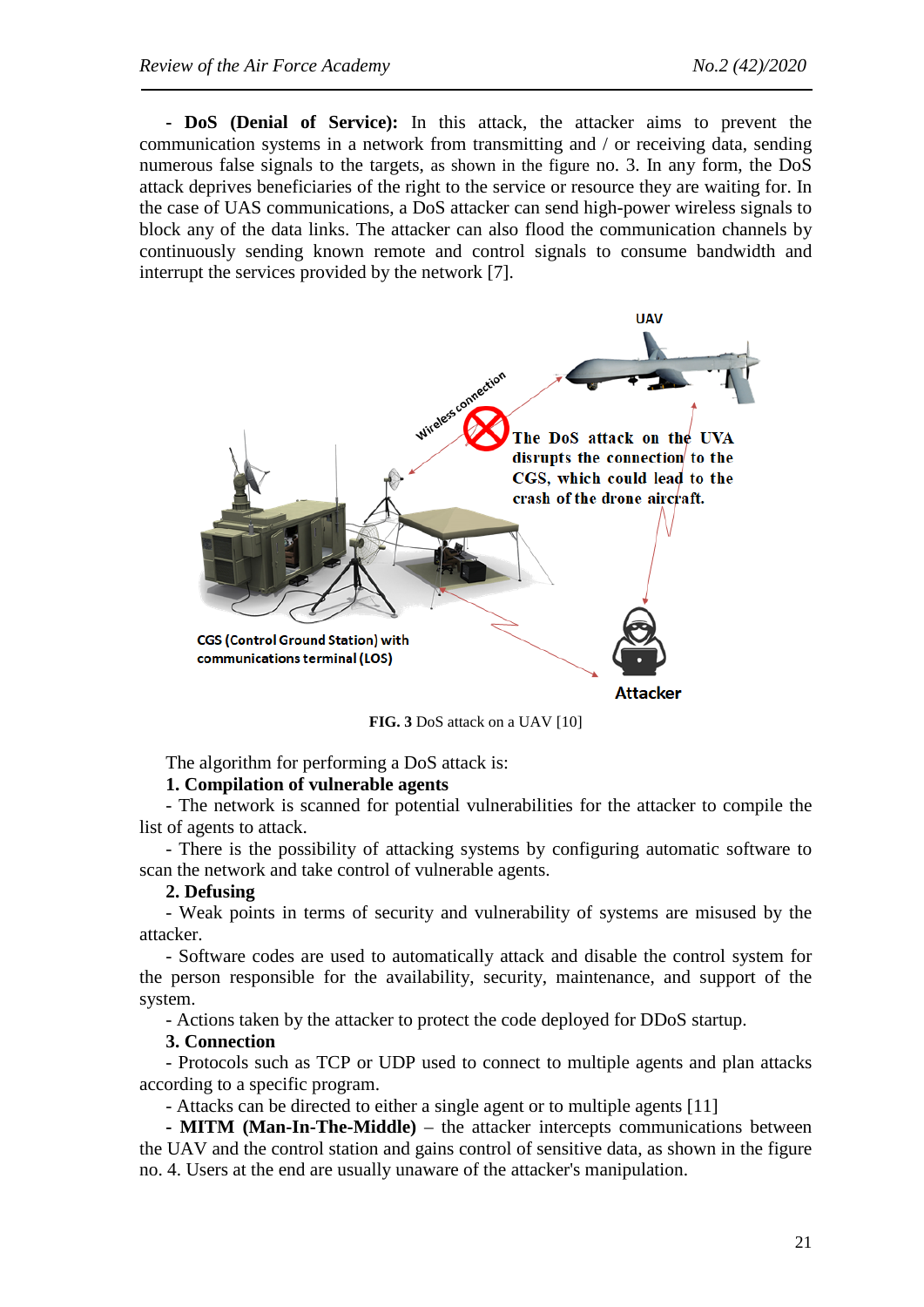- **DoS (Denial of Service):** In this attack, the attacker aims to prevent the communication systems in a network from transmitting and / or receiving data, sending numerous false signals to the targets, as shown in the figure no. 3. In any form, the DoS attack deprives beneficiaries of the right to the service or resource they are waiting for. In the case of UAS communications, a DoS attacker can send high-power wireless signals to block any of the data links. The attacker can also flood the communication channels by continuously sending known remote and control signals to consume bandwidth and interrupt the services provided by the network [7].

**FIG. 3** DoS attack on a UAV [10]

The algorithm for performing a DoS attack is:

**1. Compilation of vulnerable agents**

- The network is scanned for potential vulnerabilities for the attacker to compile the list of agents to attack.

- There is the possibility of attacking systems by configuring automatic software to scan the network and take control of vulnerable agents.

**2. Defusing**

- Weak points in terms of security and vulnerability of systems are misused by the attacker.

- Software codes are used to automatically attack and disable the control system for the person responsible for the availability, security, maintenance, and support of the system.

- Actions taken by the attacker to protect the code deployed for DDoS startup.

**3. Connection**

- Protocols such as TCP or UDP used to connect to multiple agents and plan attacks according to a specific program.

- Attacks can be directed to either a single agent or to multiple agents [11]

- **MITM (Man-In-The-Middle)** – the attacker intercepts communications between the UAV and the control station and gains control of sensitive data, as shown in the figure no. 4. Users at the end are usually unaware of the attacker's manipulation.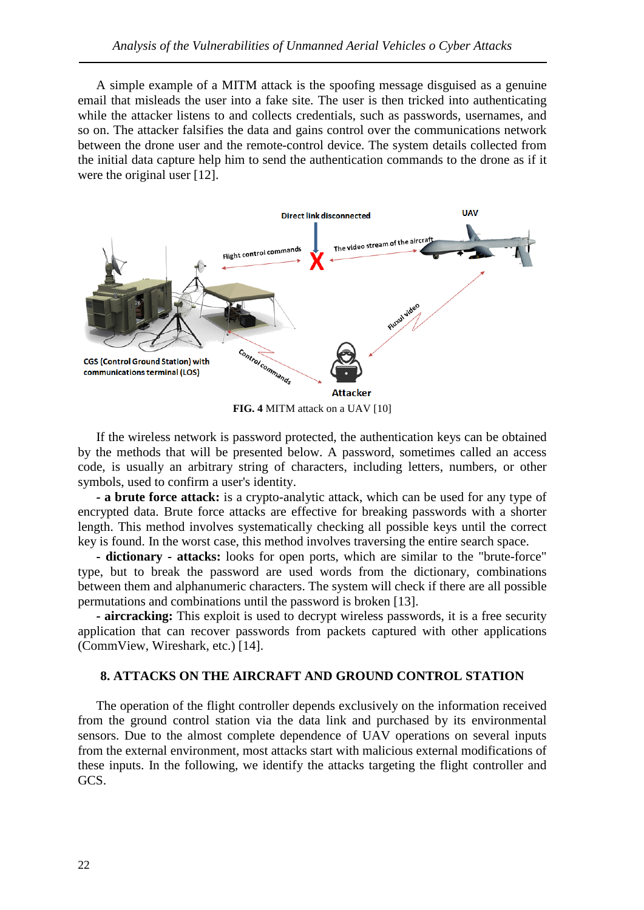A simple example of a MITM attack is the spoofing message disguised as a genuine email that misleads the user into a fake site. The user is then tricked into authenticating while the attacker listens to and collects credentials, such as passwords, usernames, and so on. The attacker falsifies the data and gains control over the communications network between the drone user and the remote-control device. The system details collected from the initial data capture help him to send the authentication commands to the drone as if it were the original user [12].

**FIG. 4** MITM attack on a UAV [10]

If the wireless network is password protected, the authentication keys can be obtained by the methods that will be presented below. A password, sometimes called an access code, is usually an arbitrary string of characters, including letters, numbers, or other symbols, used to confirm a user's identity.

- **a brute force attack:** is a crypto-analytic attack, which can be used for any type of encrypted data. Brute force attacks are effective for breaking passwords with a shorter length. This method involves systematically checking all possible keys until the correct key is found. In the worst case, this method involves traversing the entire search space.

- **dictionary - attacks:** looks for open ports, which are similar to the "brute-force" type, but to break the password are used words from the dictionary, combinations between them and alphanumeric characters. The system will check if there are all possible permutations and combinations until the password is broken [13].

- **aircracking:** This exploit is used to decrypt wireless passwords, it is a free security application that can recover passwords from packets captured with other applications (CommView, Wireshark, etc.) [14].

## 8. ATTACKS ON THE AIRCRAFT AND GROUND CONTROL STATION

The operation of the flight controller depends exclusively on the information received from the ground control station via the data link and purchased by its environmental sensors. Due to the almost complete dependence of UAV operations on several inputs from the external environment, most attacks start with malicious external modifications of these inputs. In the following, we identify the attacks targeting the flight controller and GCS.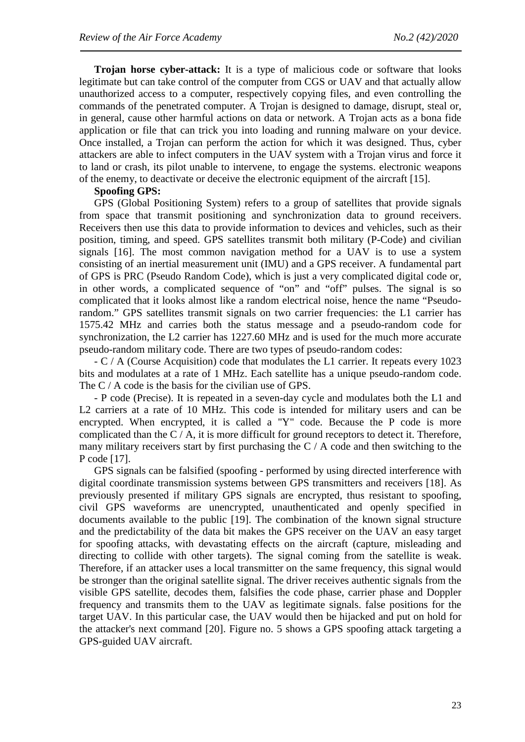**Trojan horse cyber-attack:** It is a type of malicious code or software that looks legitimate but can take control of the computer from CGS or UAV and that actually allow unauthorized access to a computer, respectively copying files, and even controlling the commands of the penetrated computer. A Trojan is designed to damage, disrupt, steal or, in general, cause other harmful actions on data or network. A Trojan acts as a bona fide application or file that can trick you into loading and running malware on your device. Once installed, a Trojan can perform the action for which it was designed. Thus, cyber attackers are able to infect computers in the UAV system with a Trojan virus and force it to land or crash, its pilot unable to intervene, to engage the systems. electronic weapons of the enemy, to deactivate or deceive the electronic equipment of the aircraft [15].

**Spoofing GPS:**

GPS (Global Positioning System) refers to a group of satellites that provide signals from space that transmit positioning and synchronization data to ground receivers. Receivers then use this data to provide information to devices and vehicles, such as their position, timing, and speed. GPS satellites transmit both military (P-Code) and civilian signals [16]. The most common navigation method for a UAV is to use a system consisting of an inertial measurement unit (IMU) and a GPS receiver. A fundamental part of GPS is PRC (Pseudo Random Code), which is just a very complicated digital code or, in other words, a complicated sequence of "on" and "off" pulses. The signal is so complicated that it looks almost like a random electrical noise, hence the name "Pseudo-random." GPS satellites transmit signals on two carrier frequencies: the L1 carrier has 1575.42 MHz and carries both the status message and a pseudo-random code for synchronization, the L2 carrier has 1227.60 MHz and is used for the much more accurate pseudo-random military code. There are two types of pseudo-random codes:

- C / A (Course Acquisition) code that modulates the L1 carrier. It repeats every 1023 bits and modulates at a rate of 1 MHz. Each satellite has a unique pseudo-random code. The C / A code is the basis for the civilian use of GPS.

- P code (Precise). It is repeated in a seven-day cycle and modulates both the L1 and L2 carriers at a rate of 10 MHz. This code is intended for military users and can be encrypted. When encrypted, it is called a "Y" code. Because the P code is more complicated than the C / A, it is more difficult for ground receptors to detect it. Therefore, many military receivers start by first purchasing the C / A code and then switching to the P code [17].

GPS signals can be falsified (spoofing - performed by using directed interference with digital coordinate transmission systems between GPS transmitters and receivers [18]. As previously presented if military GPS signals are encrypted, thus resistant to spoofing, civil GPS waveforms are unencrypted, unauthenticated and openly specified in documents available to the public [19]. The combination of the known signal structure and the predictability of the data bit makes the GPS receiver on the UAV an easy target for spoofing attacks, with devastating effects on the aircraft (capture, misleading and directing to collide with other targets). The signal coming from the satellite is weak. Therefore, if an attacker uses a local transmitter on the same frequency, this signal would be stronger than the original satellite signal. The driver receives authentic signals from the visible GPS satellite, decodes them, falsifies the code phase, carrier phase and Doppler frequency and transmits them to the UAV as legitimate signals. false positions for the target UAV. In this particular case, the UAV would then be hijacked and put on hold for the attacker's next command [20]. Figure no. 5 shows a GPS spoofing attack targeting a GPS-guided UAV aircraft.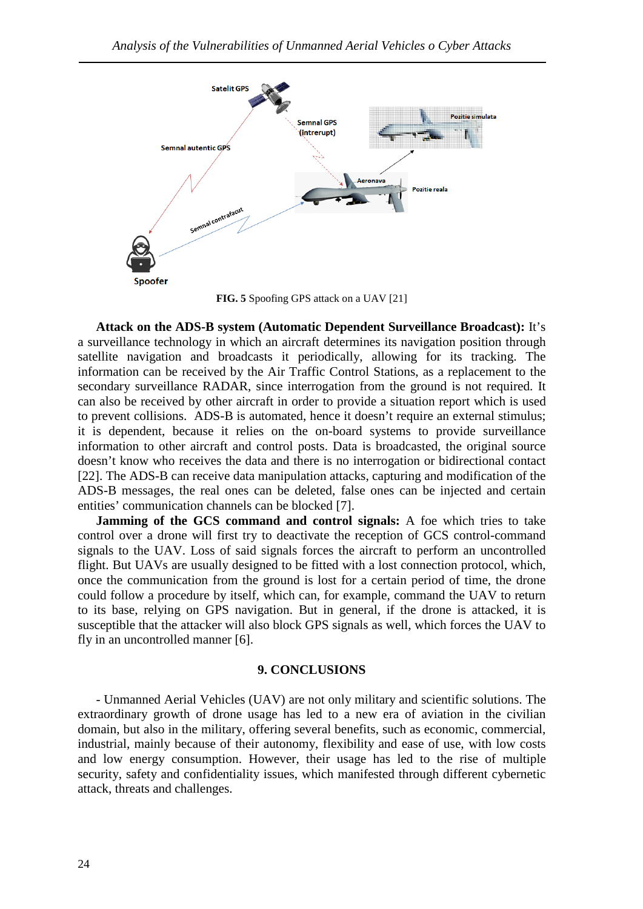**FIG. 5** Spoofing GPS attack on a UAV [21]

**Attack on the ADS-B system (Automatic Dependent Surveillance Broadcast):** It's a surveillance technology in which an aircraft determines its navigation position through satellite navigation and broadcasts it periodically, allowing for its tracking. The information can be received by the Air Traffic Control Stations, as a replacement to the secondary surveillance RADAR, since interrogation from the ground is not required. It can also be received by other aircraft in order to provide a situation report which is used to prevent collisions. ADS-B is automated, hence it doesn't require an external stimulus; it is dependent, because it relies on the on-board systems to provide surveillance information to other aircraft and control posts. Data is broadcasted, the original source doesn't know who receives the data and there is no interrogation or bidirectional contact [22]. The ADS-B can receive data manipulation attacks, capturing and modification of the ADS-B messages, the real ones can be deleted, false ones can be injected and certain entities' communication channels can be blocked [7].

**Jamming of the GCS command and control signals:** A foe which tries to take control over a drone will first try to deactivate the reception of GCS control-command signals to the UAV. Loss of said signals forces the aircraft to perform an uncontrolled flight. But UAVs are usually designed to be fitted with a lost connection protocol, which, once the communication from the ground is lost for a certain period of time, the drone could follow a procedure by itself, which can, for example, command the UAV to return to its base, relying on GPS navigation. But in general, if the drone is attacked, it is susceptible that the attacker will also block GPS signals as well, which forces the UAV to fly in an uncontrolled manner [6].

## 9. CONCLUSIONS

- Unmanned Aerial Vehicles (UAV) are not only military and scientific solutions. The extraordinary growth of drone usage has led to a new era of aviation in the civilian domain, but also in the military, offering several benefits, such as economic, commercial, industrial, mainly because of their autonomy, flexibility and ease of use, with low costs and low energy consumption. However, their usage has led to the rise of multiple security, safety and confidentiality issues, which manifested through different cybernetic attack, threats and challenges.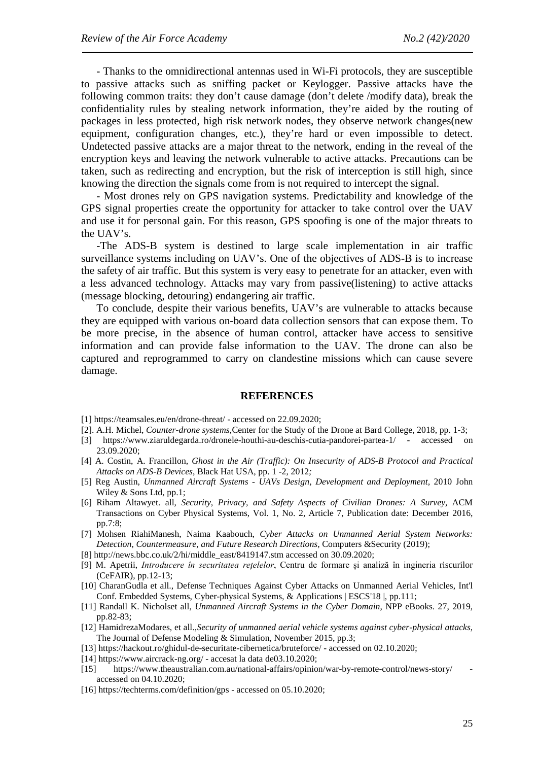- Thanks to the omnidirectional antennas used in Wi-Fi protocols, they are susceptible to passive attacks such as sniffing packet or Keylogger. Passive attacks have the following common traits: they don't cause damage (don't delete /modify data), break the confidentiality rules by stealing network information, they're aided by the routing of packages in less protected, high risk network nodes, they observe network changes(new equipment, configuration changes, etc.), they're hard or even impossible to detect. Undetected passive attacks are a major threat to the network, ending in the reveal of the encryption keys and leaving the network vulnerable to active attacks. Precautions can be taken, such as redirecting and encryption, but the risk of interception is still high, since knowing the direction the signals come from is not required to intercept the signal.

- Most drones rely on GPS navigation systems. Predictability and knowledge of the GPS signal properties create the opportunity for attacker to take control over the UAV and use it for personal gain. For this reason, GPS spoofing is one of the major threats to the UAV's.

-The ADS-B system is destined to large scale implementation in air traffic surveillance systems including on UAV's. One of the objectives of ADS-B is to increase the safety of air traffic. But this system is very easy to penetrate for an attacker, even with a less advanced technology. Attacks may vary from passive(listening) to active attacks (message blocking, detouring) endangering air traffic.

To conclude, despite their various benefits, UAV's are vulnerable to attacks because they are equipped with various on-board data collection sensors that can expose them. To be more precise, in the absence of human control, attacker have access to sensitive information and can provide false information to the UAV. The drone can also be captured and reprogrammed to carry on clandestine missions which can cause severe damage.

## REFERENCES

[1] https://teamsales.eu/en/drone-threat/ - accessed on 22.09.2020;

[2]. A.H. Michel, *Counter-drone systems*,Center for the Study of the Drone at Bard College, 2018, pp. 1-3;

[3] https://www.ziaruldegarda.ro/dronele-houthi-au-deschis-cutia-pandorei-partea-1/ - accessed on 23.09.2020;

[4] A. Costin, A. Francillon, *Ghost in the Air (Traffic): On Insecurity of ADS-B Protocol and Practical Attacks on ADS-B Devices*, Black Hat USA, pp. 1 -2, 2012*;*

[5] Reg Austin, *Unmanned Aircraft Systems - UAVs Design, Development and Deployment*, 2010 John Wiley & Sons Ltd, pp.1;

[6] Riham Altawyet. all, *Security, Privacy, and Safety Aspects of Civilian Drones: A Survey*, ACM Transactions on Cyber Physical Systems, Vol. 1, No. 2, Article 7, Publication date: December 2016, pp.7:8;

[7] Mohsen RiahiManesh, Naima Kaabouch, *Cyber Attacks on Unmanned Aerial System Networks: Detection, Countermeasure, and Future Research Directions*, Computers &Security (2019);

[8] http://news.bbc.co.uk/2/hi/middle_east/8419147.stm accessed on 30.09.2020;

[9] M. Apetrii, *Introducere în securitatea rețelelor*, Centru de formare și analiză în ingineria riscurilor (CeFAIR), pp.12-13;

[10] CharanGudla et all., Defense Techniques Against Cyber Attacks on Unmanned Aerial Vehicles, Int'l Conf. Embedded Systems, Cyber-physical Systems, & Applications | ESCS'18 |, pp.111;

[11] Randall K. Nicholset all, *Unmanned Aircraft Systems in the Cyber Domain*, NPP eBooks. 27, 2019, pp.82-83;

[12] HamidrezaModares, et all.,*Security of unmanned aerial vehicle systems against cyber-physical attacks*, The Journal of Defense Modeling & Simulation, November 2015, pp.3;

[13] https://hackout.ro/ghidul-de-securitate-cibernetica/bruteforce/ - accessed on 02.10.2020;

[14] https://www.aircrack-ng.org/ - accesat la data de03.10.2020;

[15] https://www.theaustralian.com.au/national-affairs/opinion/war-by-remote-control/news-story/ - accessed on 04.10.2020;

[16] https://techterms.com/definition/gps - accessed on 05.10.2020;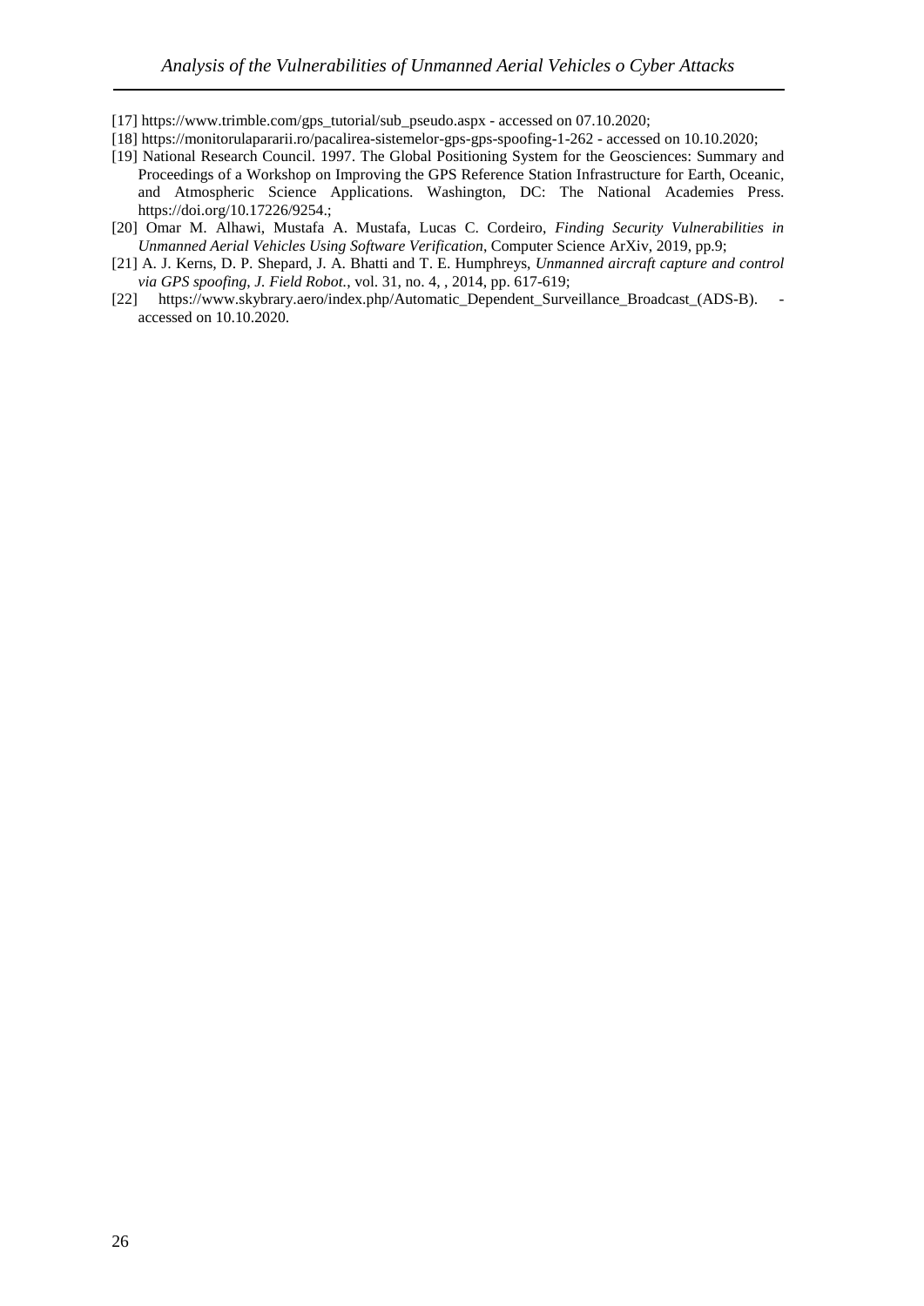[17] https://www.trimble.com/gps_tutorial/sub_pseudo.aspx - accessed on 07.10.2020;

[18] https://monitorulapararii.ro/pacalirea-sistemelor-gps-gps-spoofing-1-262 - accessed on 10.10.2020;

[19] National Research Council. 1997. The Global Positioning System for the Geosciences: Summary and Proceedings of a Workshop on Improving the GPS Reference Station Infrastructure for Earth, Oceanic, and Atmospheric Science Applications. Washington, DC: The National Academies Press. https://doi.org/10.17226/9254.;

[20] Omar M. Alhawi, Mustafa A. Mustafa, Lucas C. Cordeiro, *Finding Security Vulnerabilities in Unmanned Aerial Vehicles Using Software Verification*, Computer Science ArXiv, 2019, pp.9;

[21] A. J. Kerns, D. P. Shepard, J. A. Bhatti and T. E. Humphreys, *Unmanned aircraft capture and control via GPS spoofing*, *J. Field Robot.*, vol. 31, no. 4, , 2014, pp. 617-619;

[22] https://www.skybrary.aero/index.php/Automatic_Dependent_Surveillance_Broadcast_(ADS-B). - accessed on 10.10.2020.